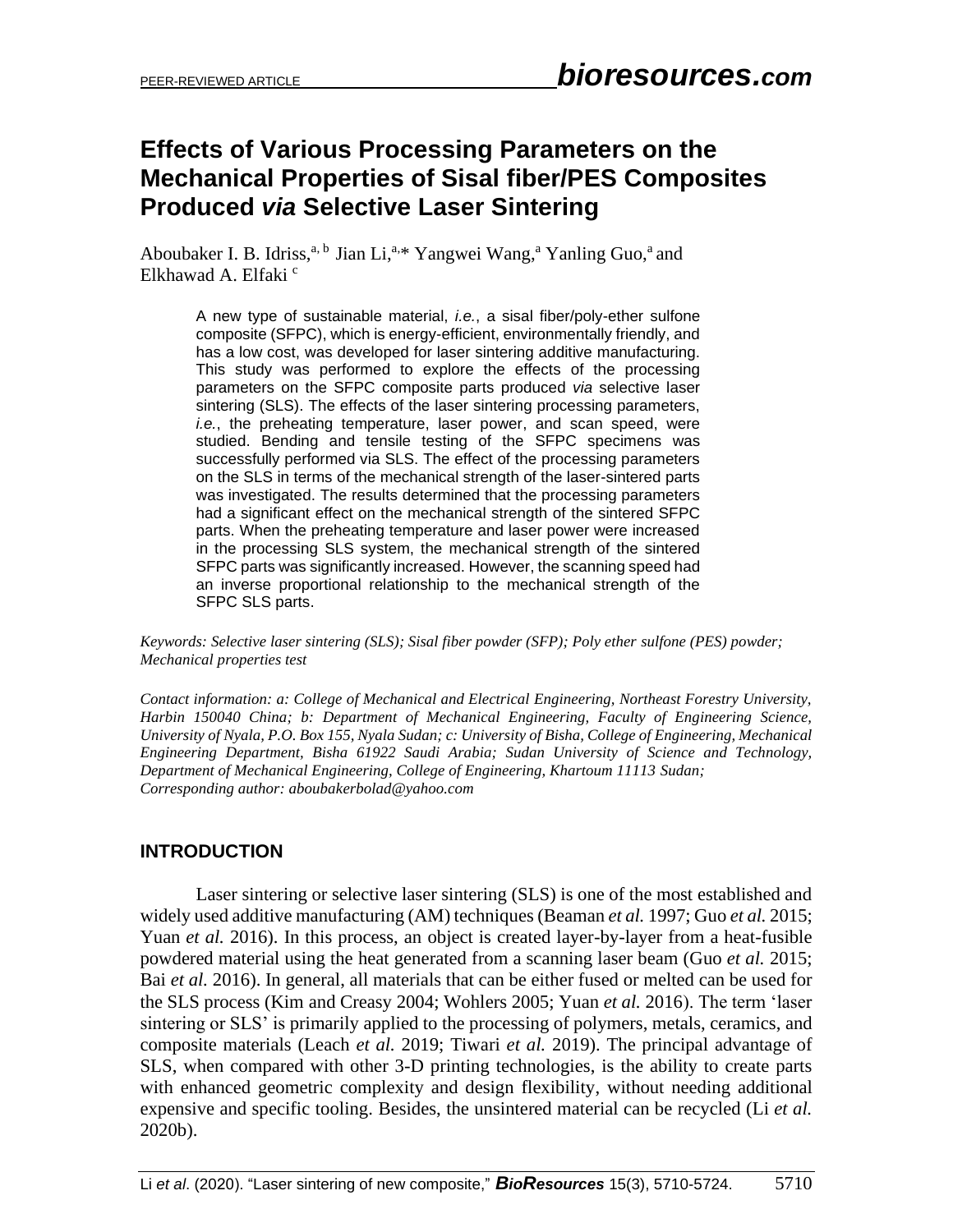# Effects of Various Processing Parameters on the Mechanical Properties of Sisal fiber/PES Composites Produced *via* Selective Laser Sintering

Aboubaker I. B. Idriss,[a, b] Jian Li,[a,]* Yangwei Wang,[a] Yanling Guo,[a] and Elkhawad A. Elfaki [c]

> A new type of sustainable material, *i.e.*, a sisal fiber/poly-ether sulfone composite (SFPC), which is energy-efficient, environmentally friendly, and has a low cost, was developed for laser sintering additive manufacturing. This study was performed to explore the effects of the processing parameters on the SFPC composite parts produced *via* selective laser sintering (SLS). The effects of the laser sintering processing parameters, *i.e.*, the preheating temperature, laser power, and scan speed, were studied. Bending and tensile testing of the SFPC specimens was successfully performed via SLS. The effect of the processing parameters on the SLS in terms of the mechanical strength of the laser-sintered parts was investigated. The results determined that the processing parameters had a significant effect on the mechanical strength of the sintered SFPC parts. When the preheating temperature and laser power were increased in the processing SLS system, the mechanical strength of the sintered SFPC parts was significantly increased. However, the scanning speed had an inverse proportional relationship to the mechanical strength of the SFPC SLS parts.

*Keywords: Selective laser sintering (SLS); Sisal fiber powder (SFP); Poly ether sulfone (PES) powder; Mechanical properties test*

*Contact information: a: College of Mechanical and Electrical Engineering, Northeast Forestry University, Harbin 150040 China; b: Department of Mechanical Engineering, Faculty of Engineering Science, University of Nyala, P.O. Box 155, Nyala Sudan; c: University of Bisha, College of Engineering, Mechanical Engineering Department, Bisha 61922 Saudi Arabia; Sudan University of Science and Technology, Department of Mechanical Engineering, College of Engineering, Khartoum 11113 Sudan; Corresponding author: aboubakerbolad@yahoo.com*

## INTRODUCTION

Laser sintering or selective laser sintering (SLS) is one of the most established and widely used additive manufacturing (AM) techniques (Beaman *et al.* 1997; Guo *et al.* 2015; Yuan *et al.* 2016). In this process, an object is created layer-by-layer from a heat-fusible powdered material using the heat generated from a scanning laser beam (Guo *et al.* 2015; Bai *et al*. 2016). In general, all materials that can be either fused or melted can be used for the SLS process (Kim and Creasy 2004; Wohlers 2005; Yuan *et al.* 2016). The term 'laser sintering or SLS' is primarily applied to the processing of polymers, metals, ceramics, and composite materials (Leach *et al.* 2019; Tiwari *et al.* 2019). The principal advantage of SLS, when compared with other 3-D printing technologies, is the ability to create parts with enhanced geometric complexity and design flexibility, without needing additional expensive and specific tooling. Besides, the unsintered material can be recycled (Li *et al.* 2020b).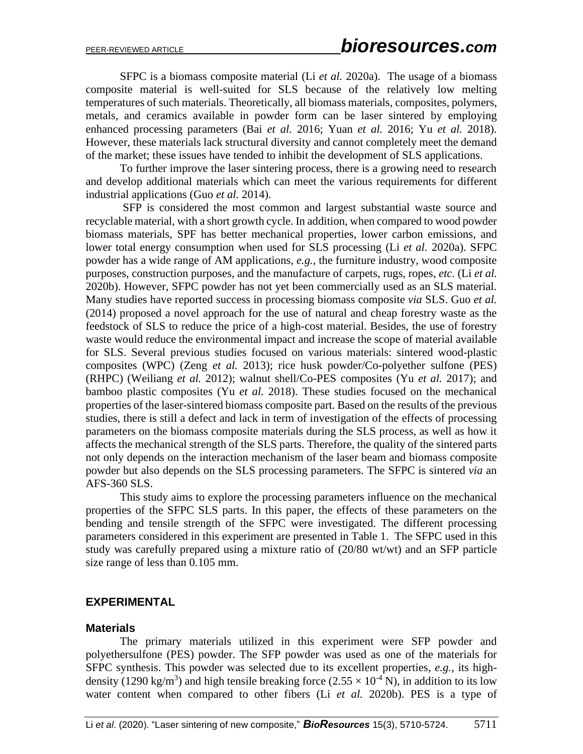SFPC is a biomass composite material (Li *et al.* 2020a). The usage of a biomass composite material is well-suited for SLS because of the relatively low melting temperatures of such materials. Theoretically, all biomass materials, composites, polymers, metals, and ceramics available in powder form can be laser sintered by employing enhanced processing parameters (Bai *et al.* 2016; Yuan *et al.* 2016; Yu *et al.* 2018). However, these materials lack structural diversity and cannot completely meet the demand of the market; these issues have tended to inhibit the development of SLS applications.

To further improve the laser sintering process, there is a growing need to research and develop additional materials which can meet the various requirements for different industrial applications (Guo *et al.* 2014).

SFP is considered the most common and largest substantial waste source and recyclable material, with a short growth cycle. In addition, when compared to wood powder biomass materials, SPF has better mechanical properties, lower carbon emissions, and lower total energy consumption when used for SLS processing (Li *et al.* 2020a). SFPC powder has a wide range of AM applications, *e.g.*, the furniture industry, wood composite purposes, construction purposes, and the manufacture of carpets, rugs, ropes, *etc.* (Li *et al.* 2020b). However, SFPC powder has not yet been commercially used as an SLS material. Many studies have reported success in processing biomass composite *via* SLS. Guo *et al.* (2014) proposed a novel approach for the use of natural and cheap forestry waste as the feedstock of SLS to reduce the price of a high-cost material. Besides, the use of forestry waste would reduce the environmental impact and increase the scope of material available for SLS. Several previous studies focused on various materials: sintered wood-plastic composites (WPC) (Zeng *et al.* 2013); rice husk powder/Co-polyether sulfone (PES) (RHPC) (Weiliang *et al.* 2012); walnut shell/Co-PES composites (Yu *et al.* 2017); and bamboo plastic composites (Yu *et al.* 2018). These studies focused on the mechanical properties of the laser-sintered biomass composite part. Based on the results of the previous studies, there is still a defect and lack in term of investigation of the effects of processing parameters on the biomass composite materials during the SLS process, as well as how it affects the mechanical strength of the SLS parts. Therefore, the quality of the sintered parts not only depends on the interaction mechanism of the laser beam and biomass composite powder but also depends on the SLS processing parameters. The SFPC is sintered *via* an AFS-360 SLS.

This study aims to explore the processing parameters influence on the mechanical properties of the SFPC SLS parts. In this paper, the effects of these parameters on the bending and tensile strength of the SFPC were investigated. The different processing parameters considered in this experiment are presented in Table 1. The SFPC used in this study was carefully prepared using a mixture ratio of (20/80 wt/wt) and an SFP particle size range of less than 0.105 mm.

## EXPERIMENTAL

### Materials

The primary materials utilized in this experiment were SFP powder and polyethersulfone (PES) powder. The SFP powder was used as one of the materials for SFPC synthesis. This powder was selected due to its excellent properties, *e.g.*, its high-density (1290 kg/m$^3$) and high tensile breaking force ($2.55 \times 10^{-4}$ N), in addition to its low water content when compared to other fibers (Li *et al.* 2020b). PES is a type of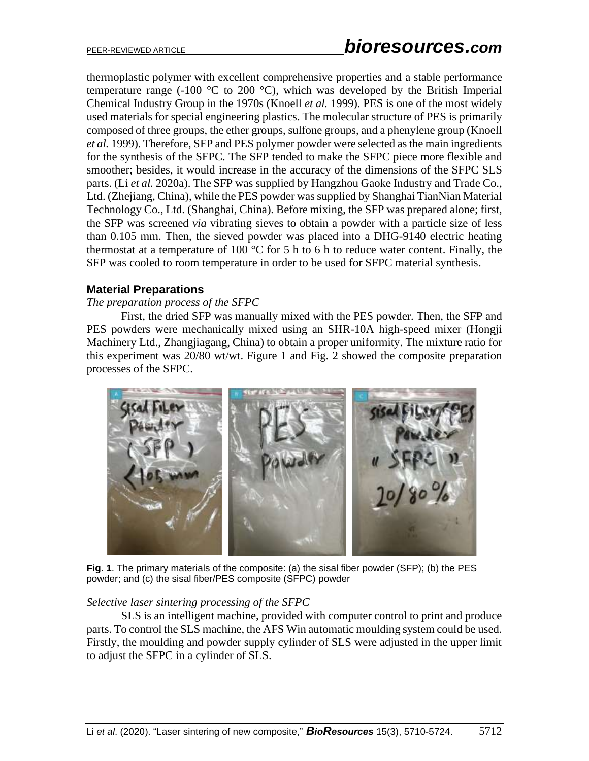thermoplastic polymer with excellent comprehensive properties and a stable performance temperature range (-100 °C to 200 °C), which was developed by the British Imperial Chemical Industry Group in the 1970s (Knoell *et al.* 1999). PES is one of the most widely used materials for special engineering plastics. The molecular structure of PES is primarily composed of three groups, the ether groups, sulfone groups, and a phenylene group (Knoell *et al.* 1999). Therefore, SFP and PES polymer powder were selected as the main ingredients for the synthesis of the SFPC. The SFP tended to make the SFPC piece more flexible and smoother; besides, it would increase in the accuracy of the dimensions of the SFPC SLS parts. (Li *et al.* 2020a). The SFP was supplied by Hangzhou Gaoke Industry and Trade Co., Ltd. (Zhejiang, China), while the PES powder was supplied by Shanghai TianNian Material Technology Co., Ltd. (Shanghai, China). Before mixing, the SFP was prepared alone; first, the SFP was screened *via* vibrating sieves to obtain a powder with a particle size of less than 0.105 mm. Then, the sieved powder was placed into a DHG-9140 electric heating thermostat at a temperature of 100 °C for 5 h to 6 h to reduce water content. Finally, the SFP was cooled to room temperature in order to be used for SFPC material synthesis.

## Material Preparations

*The preparation process of the SFPC*

First, the dried SFP was manually mixed with the PES powder. Then, the SFP and PES powders were mechanically mixed using an SHR-10A high-speed mixer (Hongji Machinery Ltd., Zhangjiagang, China) to obtain a proper uniformity. The mixture ratio for this experiment was 20/80 wt/wt. Figure 1 and Fig. 2 showed the composite preparation processes of the SFPC.

**Fig. 1**. The primary materials of the composite: (a) the sisal fiber powder (SFP); (b) the PES powder; and (c) the sisal fiber/PES composite (SFPC) powder

*Selective laser sintering processing of the SFPC*

SLS is an intelligent machine, provided with computer control to print and produce parts. To control the SLS machine, the AFS Win automatic moulding system could be used. Firstly, the moulding and powder supply cylinder of SLS were adjusted in the upper limit to adjust the SFPC in a cylinder of SLS.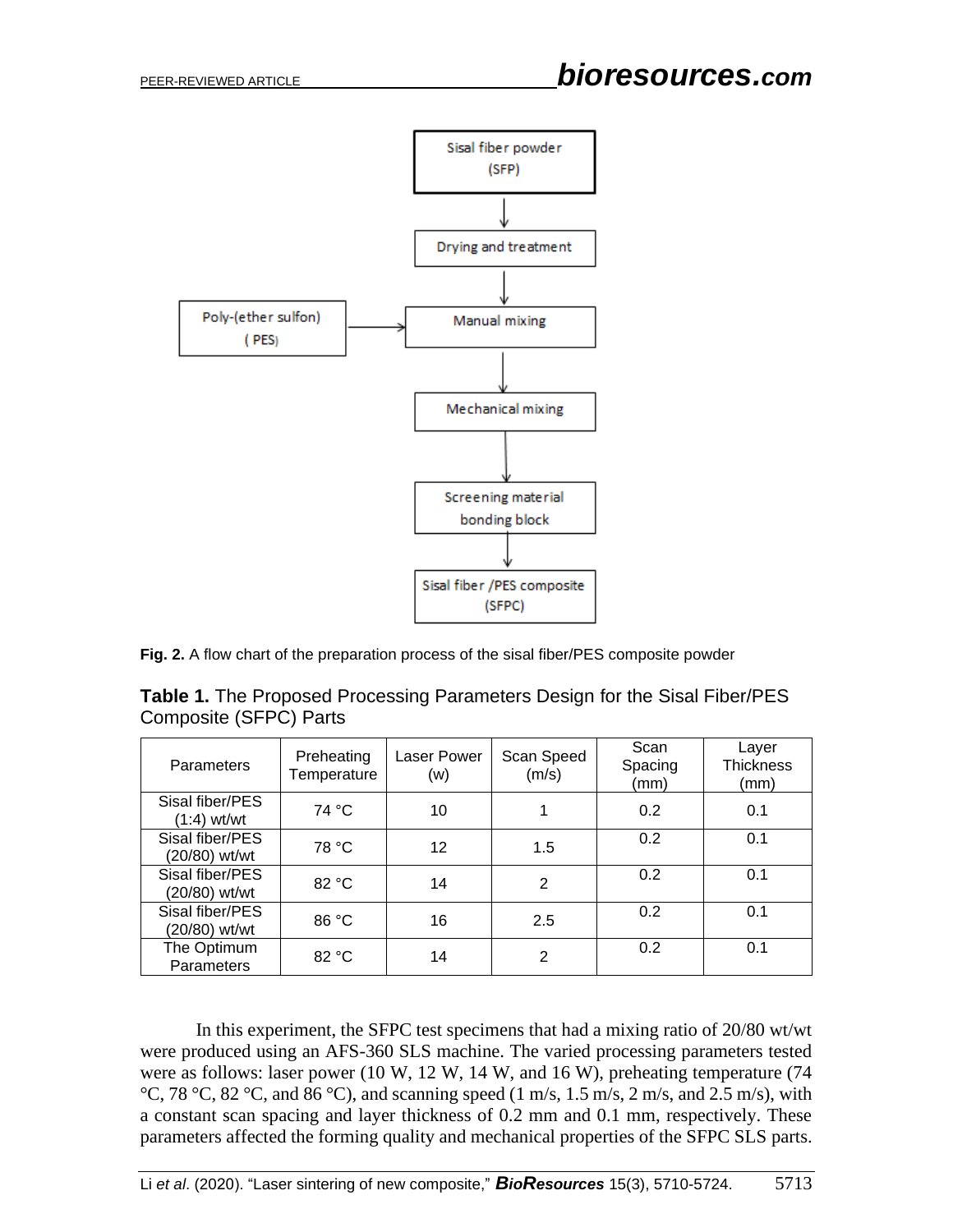**Fig. 2.** A flow chart of the preparation process of the sisal fiber/PES composite powder

**Table 1.** The Proposed Processing Parameters Design for the Sisal Fiber/PES Composite (SFPC) Parts

| Parameters | Preheating Temperature | Laser Power (w) | Scan Speed (m/s) | Scan Spacing (mm) | Layer Thickness (mm) |
|---|---|---|---|---|---|
| Sisal fiber/PES (1:4) wt/wt | 74 °C | 10 | 1 | 0.2 | 0.1 |
| Sisal fiber/PES (20/80) wt/wt | 78 °C | 12 | 1.5 | 0.2 | 0.1 |
| Sisal fiber/PES (20/80) wt/wt | 82 °C | 14 | 2 | 0.2 | 0.1 |
| Sisal fiber/PES (20/80) wt/wt | 86 °C | 16 | 2.5 | 0.2 | 0.1 |
| The Optimum Parameters | 82 °C | 14 | 2 | 0.2 | 0.1 |

In this experiment, the SFPC test specimens that had a mixing ratio of 20/80 wt/wt were produced using an AFS-360 SLS machine. The varied processing parameters tested were as follows: laser power (10 W, 12 W, 14 W, and 16 W), preheating temperature (74 °C, 78 °C, 82 °C, and 86 °C), and scanning speed (1 m/s, 1.5 m/s, 2 m/s, and 2.5 m/s), with a constant scan spacing and layer thickness of 0.2 mm and 0.1 mm, respectively. These parameters affected the forming quality and mechanical properties of the SFPC SLS parts.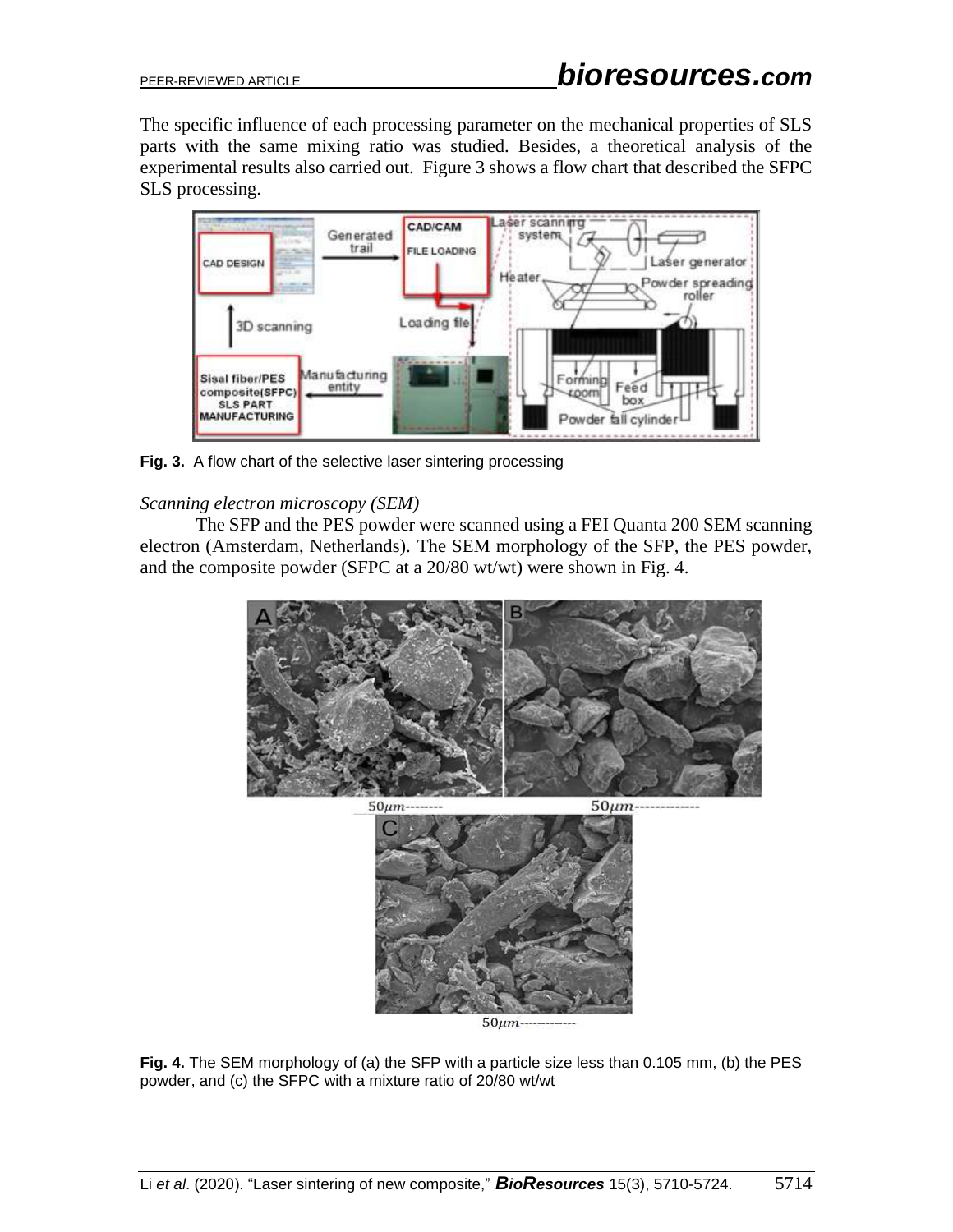The specific influence of each processing parameter on the mechanical properties of SLS parts with the same mixing ratio was studied. Besides, a theoretical analysis of the experimental results also carried out. Figure 3 shows a flow chart that described the SFPC SLS processing.

**Fig. 3.** A flow chart of the selective laser sintering processing

*Scanning electron microscopy (SEM)*

The SFP and the PES powder were scanned using a FEI Quanta 200 SEM scanning electron (Amsterdam, Netherlands). The SEM morphology of the SFP, the PES powder, and the composite powder (SFPC at a 20/80 wt/wt) were shown in Fig. 4.

**Fig. 4.** The SEM morphology of (a) the SFP with a particle size less than 0.105 mm, (b) the PES powder, and (c) the SFPC with a mixture ratio of 20/80 wt/wt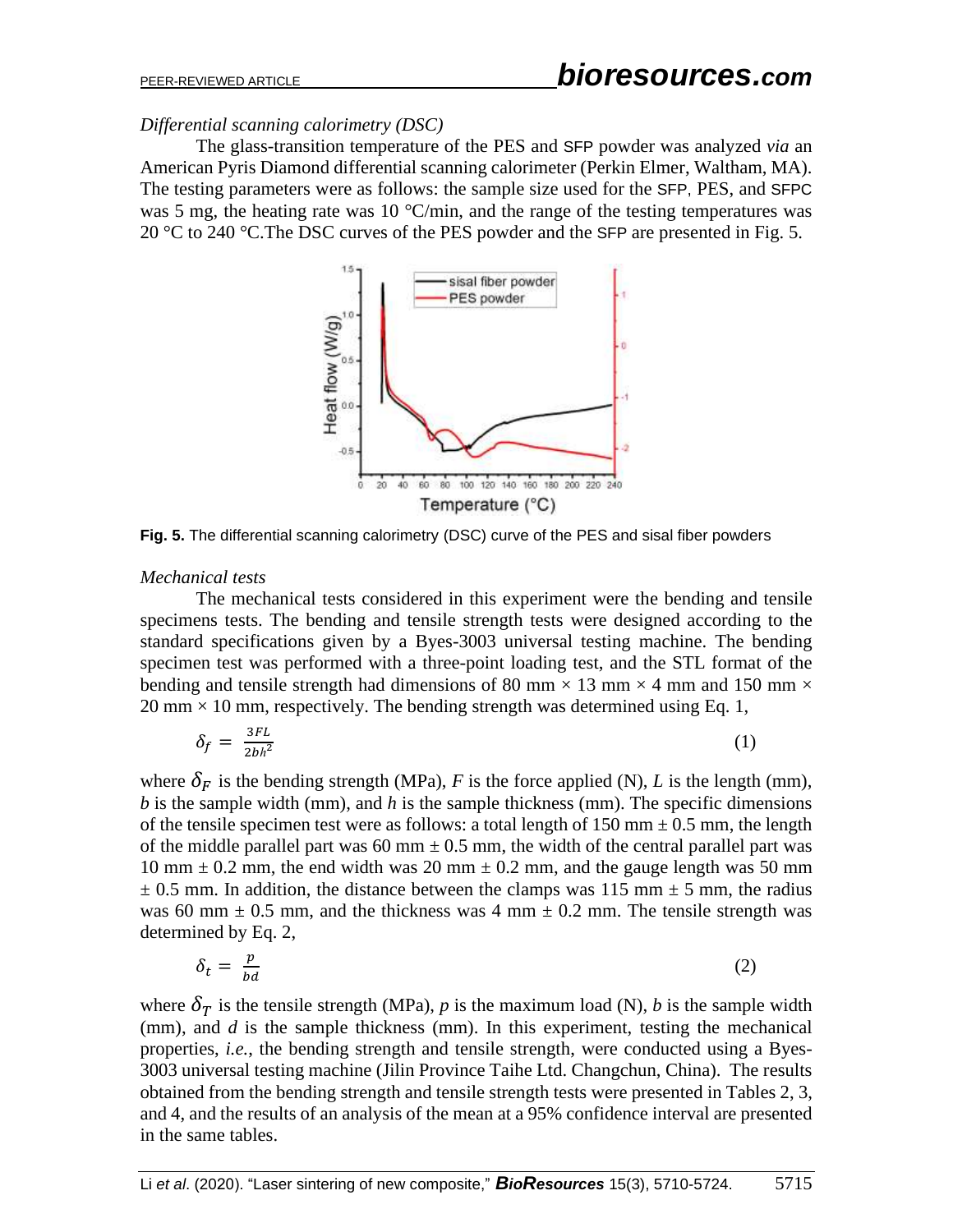*Differential scanning calorimetry (DSC)*

The glass-transition temperature of the PES and SFP powder was analyzed *via* an American Pyris Diamond differential scanning calorimeter (Perkin Elmer, Waltham, MA). The testing parameters were as follows: the sample size used for the SFP, PES, and SFPC was 5 mg, the heating rate was 10 °C/min, and the range of the testing temperatures was 20 °C to 240 °C.The DSC curves of the PES powder and the SFP are presented in Fig. 5.

**Fig. 5.** The differential scanning calorimetry (DSC) curve of the PES and sisal fiber powders

*Mechanical tests*

The mechanical tests considered in this experiment were the bending and tensile specimens tests. The bending and tensile strength tests were designed according to the standard specifications given by a Byes-3003 universal testing machine. The bending specimen test was performed with a three-point loading test, and the STL format of the bending and tensile strength had dimensions of 80 mm × 13 mm × 4 mm and 150 mm × 20 mm × 10 mm, respectively. The bending strength was determined using Eq. 1,

$$\delta_f = \frac{3FL}{2bh^2} \tag{1}$$

where $\delta_F$ is the bending strength (MPa), $F$ is the force applied (N), $L$ is the length (mm), $b$ is the sample width (mm), and $h$ is the sample thickness (mm). The specific dimensions of the tensile specimen test were as follows: a total length of 150 mm ± 0.5 mm, the length of the middle parallel part was 60 mm ± 0.5 mm, the width of the central parallel part was 10 mm ± 0.2 mm, the end width was 20 mm ± 0.2 mm, and the gauge length was 50 mm ± 0.5 mm. In addition, the distance between the clamps was 115 mm ± 5 mm, the radius was 60 mm ± 0.5 mm, and the thickness was 4 mm ± 0.2 mm. The tensile strength was determined by Eq. 2,

$$\delta_t = \frac{p}{bd} \tag{2}$$

where $\delta_T$ is the tensile strength (MPa), $p$ is the maximum load (N), $b$ is the sample width (mm), and $d$ is the sample thickness (mm). In this experiment, testing the mechanical properties, *i.e.*, the bending strength and tensile strength, were conducted using a Byes-3003 universal testing machine (Jilin Province Taihe Ltd. Changchun, China). The results obtained from the bending strength and tensile strength tests were presented in Tables 2, 3, and 4, and the results of an analysis of the mean at a 95% confidence interval are presented in the same tables.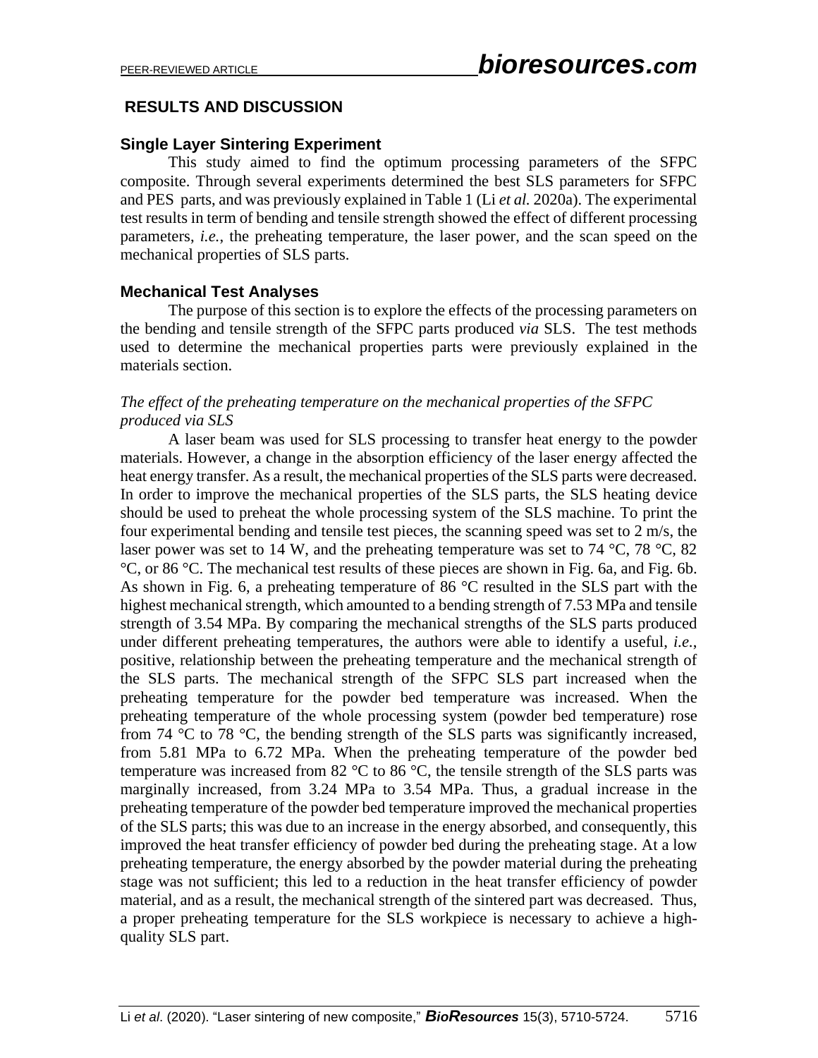## RESULTS AND DISCUSSION

### Single Layer Sintering Experiment

This study aimed to find the optimum processing parameters of the SFPC composite. Through several experiments determined the best SLS parameters for SFPC and PES parts, and was previously explained in Table 1 (Li *et al.* 2020a). The experimental test results in term of bending and tensile strength showed the effect of different processing parameters, *i.e.*, the preheating temperature, the laser power, and the scan speed on the mechanical properties of SLS parts.

### Mechanical Test Analyses

The purpose of this section is to explore the effects of the processing parameters on the bending and tensile strength of the SFPC parts produced *via* SLS. The test methods used to determine the mechanical properties parts were previously explained in the materials section.

#### *The effect of the preheating temperature on the mechanical properties of the SFPC produced via SLS*

A laser beam was used for SLS processing to transfer heat energy to the powder materials. However, a change in the absorption efficiency of the laser energy affected the heat energy transfer. As a result, the mechanical properties of the SLS parts were decreased. In order to improve the mechanical properties of the SLS parts, the SLS heating device should be used to preheat the whole processing system of the SLS machine. To print the four experimental bending and tensile test pieces, the scanning speed was set to 2 m/s, the laser power was set to 14 W, and the preheating temperature was set to 74 °C, 78 °C, 82 °C, or 86 °C. The mechanical test results of these pieces are shown in Fig. 6a, and Fig. 6b. As shown in Fig. 6, a preheating temperature of 86 °C resulted in the SLS part with the highest mechanical strength, which amounted to a bending strength of 7.53 MPa and tensile strength of 3.54 MPa. By comparing the mechanical strengths of the SLS parts produced under different preheating temperatures, the authors were able to identify a useful, *i.e.*, positive, relationship between the preheating temperature and the mechanical strength of the SLS parts. The mechanical strength of the SFPC SLS part increased when the preheating temperature for the powder bed temperature was increased. When the preheating temperature of the whole processing system (powder bed temperature) rose from 74 °C to 78 °C, the bending strength of the SLS parts was significantly increased, from 5.81 MPa to 6.72 MPa. When the preheating temperature of the powder bed temperature was increased from 82 °C to 86 °C, the tensile strength of the SLS parts was marginally increased, from 3.24 MPa to 3.54 MPa. Thus, a gradual increase in the preheating temperature of the powder bed temperature improved the mechanical properties of the SLS parts; this was due to an increase in the energy absorbed, and consequently, this improved the heat transfer efficiency of powder bed during the preheating stage. At a low preheating temperature, the energy absorbed by the powder material during the preheating stage was not sufficient; this led to a reduction in the heat transfer efficiency of powder material, and as a result, the mechanical strength of the sintered part was decreased. Thus, a proper preheating temperature for the SLS workpiece is necessary to achieve a high-quality SLS part.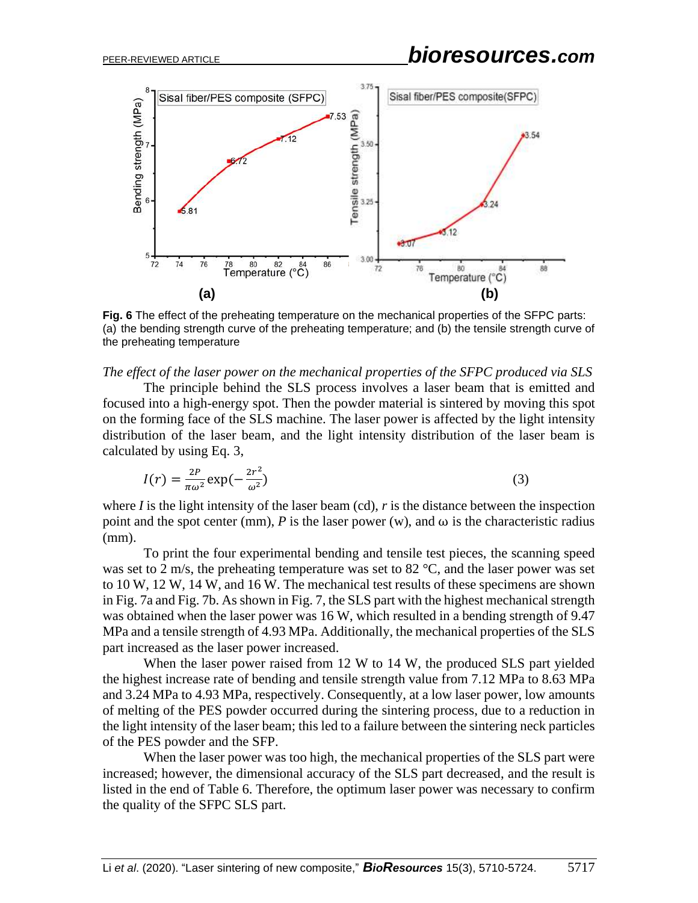Fig. 6 The effect of the preheating temperature on the mechanical properties of the SFPC parts: (a) the bending strength curve of the preheating temperature; and (b) the tensile strength curve of the preheating temperature

*The effect of the laser power on the mechanical properties of the SFPC produced via SLS*

The principle behind the SLS process involves a laser beam that is emitted and focused into a high-energy spot. Then the powder material is sintered by moving this spot on the forming face of the SLS machine. The laser power is affected by the light intensity distribution of the laser beam, and the light intensity distribution of the laser beam is calculated by using Eq. 3,

$$I(r) = \frac{2P}{\pi\omega^2}\exp\left(-\frac{2r^2}{\omega^2}\right) \tag{3}$$

where $I$ is the light intensity of the laser beam (cd), $r$ is the distance between the inspection point and the spot center (mm), $P$ is the laser power (w), and $\omega$ is the characteristic radius (mm).

To print the four experimental bending and tensile test pieces, the scanning speed was set to 2 m/s, the preheating temperature was set to 82 °C, and the laser power was set to 10 W, 12 W, 14 W, and 16 W. The mechanical test results of these specimens are shown in Fig. 7a and Fig. 7b. As shown in Fig. 7, the SLS part with the highest mechanical strength was obtained when the laser power was 16 W, which resulted in a bending strength of 9.47 MPa and a tensile strength of 4.93 MPa. Additionally, the mechanical properties of the SLS part increased as the laser power increased.

When the laser power raised from 12 W to 14 W, the produced SLS part yielded the highest increase rate of bending and tensile strength value from 7.12 MPa to 8.63 MPa and 3.24 MPa to 4.93 MPa, respectively. Consequently, at a low laser power, low amounts of melting of the PES powder occurred during the sintering process, due to a reduction in the light intensity of the laser beam; this led to a failure between the sintering neck particles of the PES powder and the SFP.

When the laser power was too high, the mechanical properties of the SLS part were increased; however, the dimensional accuracy of the SLS part decreased, and the result is listed in the end of Table 6. Therefore, the optimum laser power was necessary to confirm the quality of the SFPC SLS part.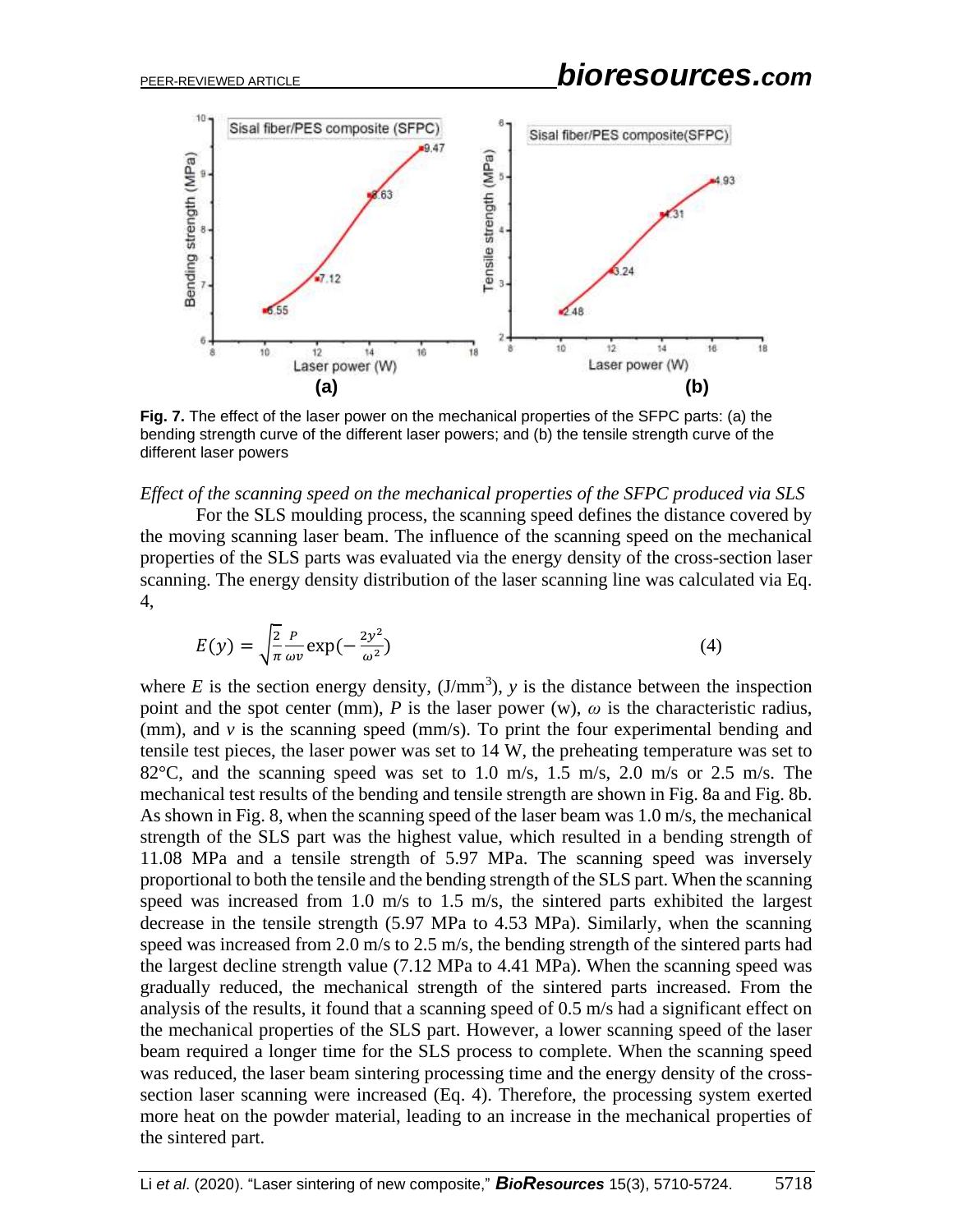Fig. 7. The effect of the laser power on the mechanical properties of the SFPC parts: (a) the bending strength curve of the different laser powers; and (b) the tensile strength curve of the different laser powers

*Effect of the scanning speed on the mechanical properties of the SFPC produced via SLS*

For the SLS moulding process, the scanning speed defines the distance covered by the moving scanning laser beam. The influence of the scanning speed on the mechanical properties of the SLS parts was evaluated via the energy density of the cross-section laser scanning. The energy density distribution of the laser scanning line was calculated via Eq. 4,

$$E(y) = \sqrt{\frac{2}{\pi}} \frac{P}{\omega v} \exp\left(-\frac{2y^2}{\omega^2}\right) \tag{4}$$

where $E$ is the section energy density, (J/mm$^3$), $y$ is the distance between the inspection point and the spot center (mm), $P$ is the laser power (w), $\omega$ is the characteristic radius, (mm), and $v$ is the scanning speed (mm/s). To print the four experimental bending and tensile test pieces, the laser power was set to 14 W, the preheating temperature was set to 82°C, and the scanning speed was set to 1.0 m/s, 1.5 m/s, 2.0 m/s or 2.5 m/s. The mechanical test results of the bending and tensile strength are shown in Fig. 8a and Fig. 8b. As shown in Fig. 8, when the scanning speed of the laser beam was 1.0 m/s, the mechanical strength of the SLS part was the highest value, which resulted in a bending strength of 11.08 MPa and a tensile strength of 5.97 MPa. The scanning speed was inversely proportional to both the tensile and the bending strength of the SLS part. When the scanning speed was increased from 1.0 m/s to 1.5 m/s, the sintered parts exhibited the largest decrease in the tensile strength (5.97 MPa to 4.53 MPa). Similarly, when the scanning speed was increased from 2.0 m/s to 2.5 m/s, the bending strength of the sintered parts had the largest decline strength value (7.12 MPa to 4.41 MPa). When the scanning speed was gradually reduced, the mechanical strength of the sintered parts increased. From the analysis of the results, it found that a scanning speed of 0.5 m/s had a significant effect on the mechanical properties of the SLS part. However, a lower scanning speed of the laser beam required a longer time for the SLS process to complete. When the scanning speed was reduced, the laser beam sintering processing time and the energy density of the cross-section laser scanning were increased (Eq. 4). Therefore, the processing system exerted more heat on the powder material, leading to an increase in the mechanical properties of the sintered part.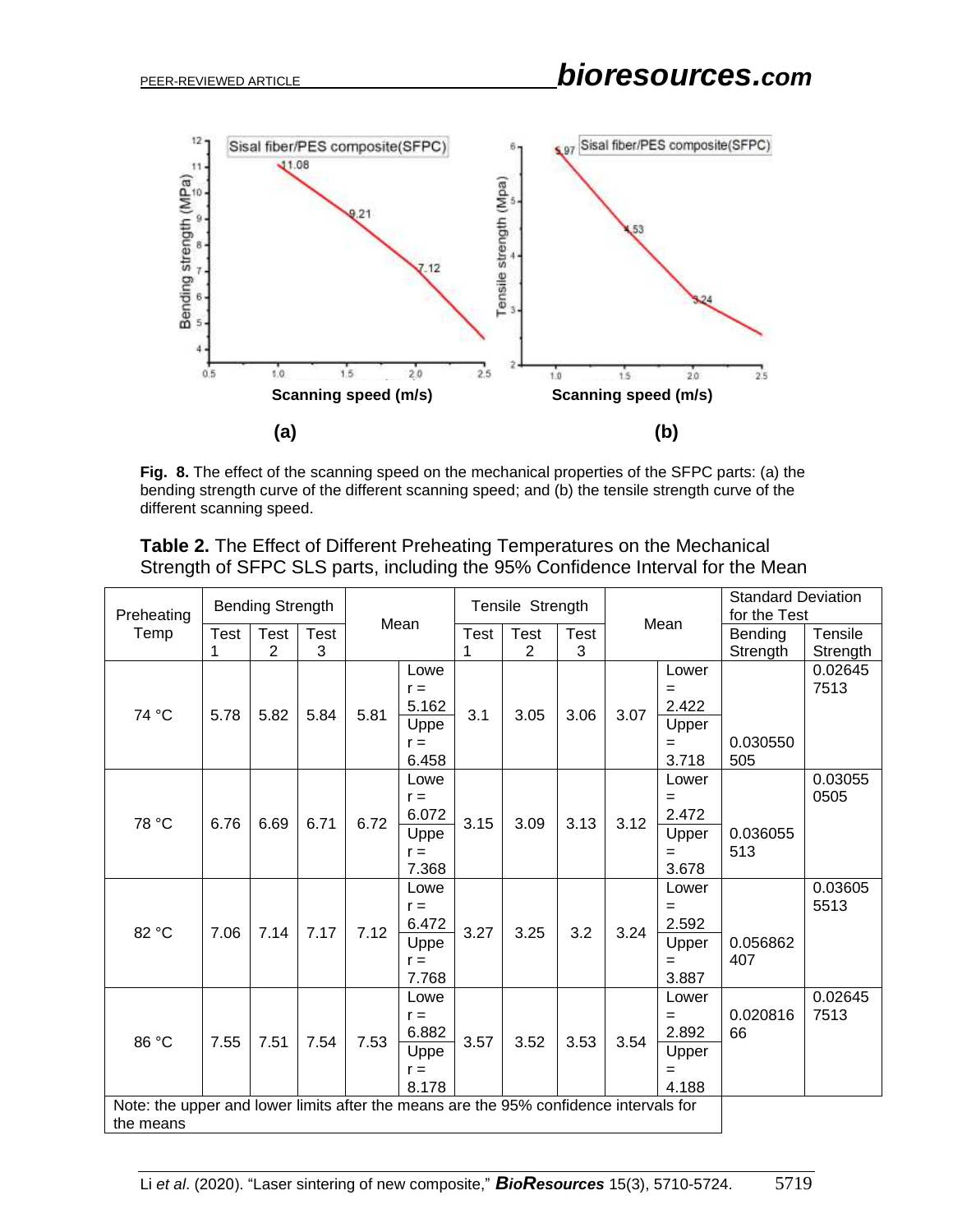**Fig. 8.** The effect of the scanning speed on the mechanical properties of the SFPC parts: (a) the bending strength curve of the different scanning speed; and (b) the tensile strength curve of the different scanning speed.

**Table 2.** The Effect of Different Preheating Temperatures on the Mechanical Strength of SFPC SLS parts, including the 95% Confidence Interval for the Mean

| Preheating Temp | Bending Strength | | | Mean | | Tensile Strength | | | Mean | | Standard Deviation for the Test | |
|---|---|---|---|---|---|---|---|---|---|---|---|---|
| | Test 1 | Test 2 | Test 3 | | | Test 1 | Test 2 | Test 3 | | | Bending Strength | Tensile Strength |
| 74 °C | 5.78 | 5.82 | 5.84 | 5.81 | Lower = 5.162<br>Upper = 6.458 | 3.1 | 3.05 | 3.06 | 3.07 | Lower = 2.422<br>Upper = 3.718 | 0.030550505 | 0.026457513 |
| 78 °C | 6.76 | 6.69 | 6.71 | 6.72 | Lower = 6.072<br>Upper = 7.368 | 3.15 | 3.09 | 3.13 | 3.12 | Lower = 2.472<br>Upper = 3.678 | 0.036055513 | 0.030550505 |
| 82 °C | 7.06 | 7.14 | 7.17 | 7.12 | Lower = 6.472<br>Upper = 7.768 | 3.27 | 3.25 | 3.2 | 3.24 | Lower = 2.592<br>Upper = 3.887 | 0.056862407 | 0.036055513 |
| 86 °C | 7.55 | 7.51 | 7.54 | 7.53 | Lower = 6.882<br>Upper = 8.178 | 3.57 | 3.52 | 3.53 | 3.54 | Lower = 2.892<br>Upper = 4.188 | 0.02081666 | 0.026457513 |

Note: the upper and lower limits after the means are the 95% confidence intervals for the means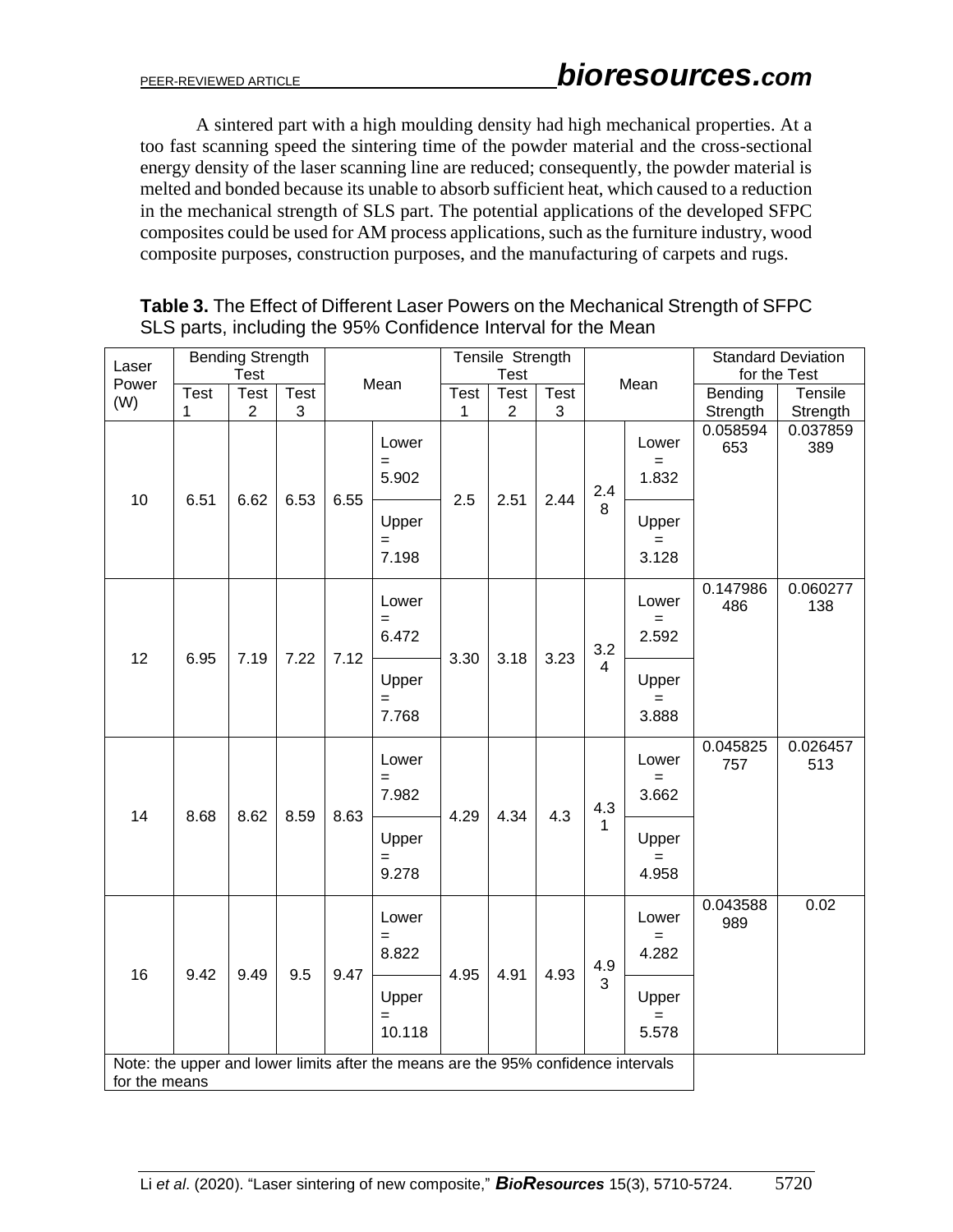A sintered part with a high moulding density had high mechanical properties. At a too fast scanning speed the sintering time of the powder material and the cross-sectional energy density of the laser scanning line are reduced; consequently, the powder material is melted and bonded because its unable to absorb sufficient heat, which caused to a reduction in the mechanical strength of SLS part. The potential applications of the developed SFPC composites could be used for AM process applications, such as the furniture industry, wood composite purposes, construction purposes, and the manufacturing of carpets and rugs.

**Table 3.** The Effect of Different Laser Powers on the Mechanical Strength of SFPC SLS parts, including the 95% Confidence Interval for the Mean

| Laser Power (W) | Bending Strength Test | | | Mean | | Tensile Strength Test | | | Mean | | Standard Deviation for the Test | |
|---|---|---|---|---|---|---|---|---|---|---|---|---|
| | Test 1 | Test 2 | Test 3 | | | Test 1 | Test 2 | Test 3 | | | Bending Strength | Tensile Strength |
| 10 | 6.51 | 6.62 | 6.53 | 6.55 | Lower = 5.902 | 2.5 | 2.51 | 2.44 | 2.48 | Lower = 1.832 | 0.058594653 | 0.037859389 |
| | | | | | Upper = 7.198 | | | | | Upper = 3.128 | | |
| 12 | 6.95 | 7.19 | 7.22 | 7.12 | Lower = 6.472 | 3.30 | 3.18 | 3.23 | 3.24 | Lower = 2.592 | 0.147986486 | 0.060277138 |
| | | | | | Upper = 7.768 | | | | | Upper = 3.888 | | |
| 14 | 8.68 | 8.62 | 8.59 | 8.63 | Lower = 7.982 | 4.29 | 4.34 | 4.3 | 4.31 | Lower = 3.662 | 0.045825757 | 0.026457513 |
| | | | | | Upper = 9.278 | | | | | Upper = 4.958 | | |
| 16 | 9.42 | 9.49 | 9.5 | 9.47 | Lower = 8.822 | 4.95 | 4.91 | 4.93 | 4.93 | Lower = 4.282 | 0.043588989 | 0.02 |
| | | | | | Upper = 10.118 | | | | | Upper = 5.578 | | |

Note: the upper and lower limits after the means are the 95% confidence intervals for the means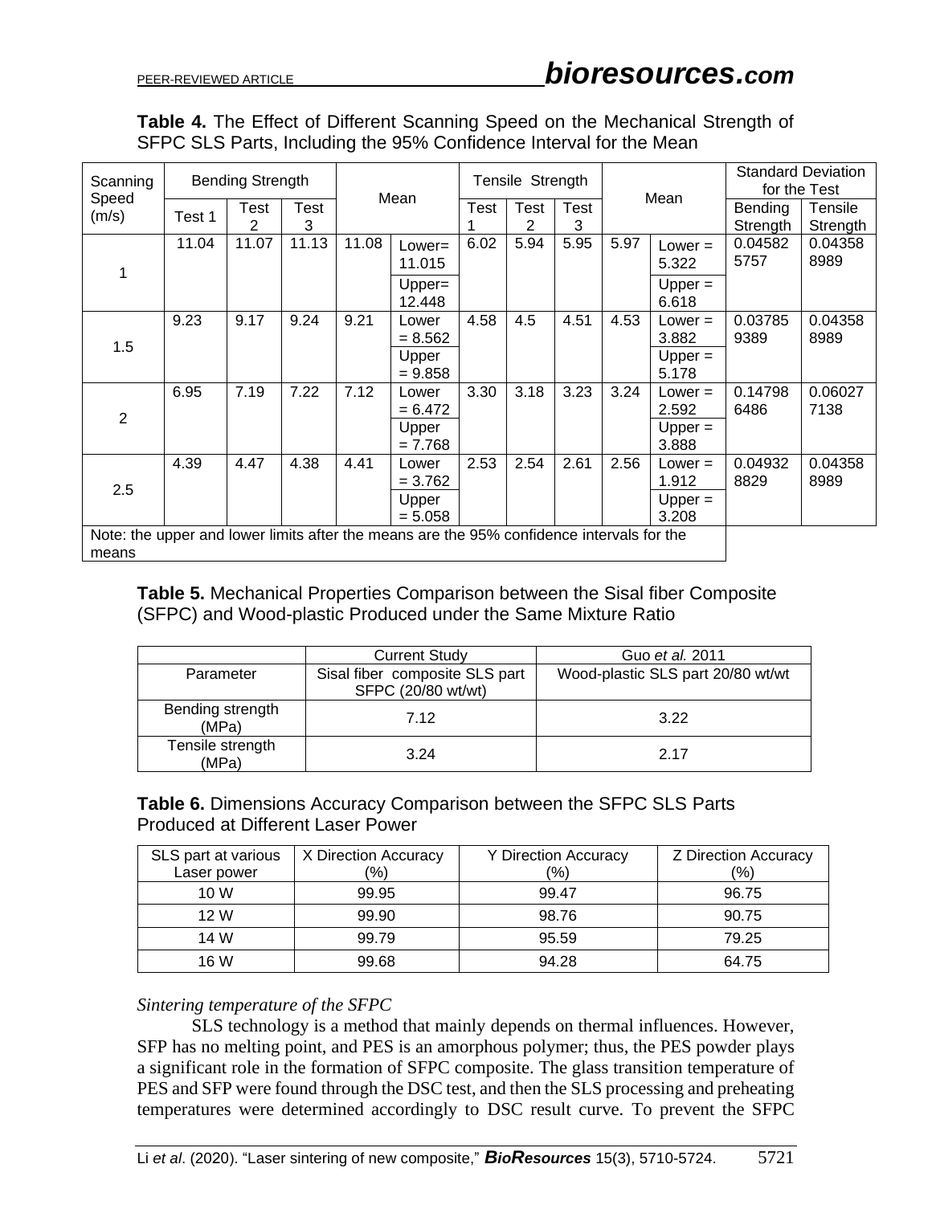**Table 4.** The Effect of Different Scanning Speed on the Mechanical Strength of SFPC SLS Parts, Including the 95% Confidence Interval for the Mean

| Scanning Speed (m/s) | Bending Strength | | | Mean | | Tensile Strength | | | Mean | | Standard Deviation for the Test | |
|---|---|---|---|---|---|---|---|---|---|---|---|---|
| | Test 1 | Test 2 | Test 3 | | | Test 1 | Test 2 | Test 3 | | | Bending Strength | Tensile Strength |
| 1 | 11.04 | 11.07 | 11.13 | 11.08 | Lower= 11.015 | 6.02 | 5.94 | 5.95 | 5.97 | Lower = 5.322 | 0.04582 5757 | 0.04358 8989 |
| | | | | | Upper= 12.448 | | | | | Upper = 6.618 | | |
| 1.5 | 9.23 | 9.17 | 9.24 | 9.21 | Lower = 8.562 | 4.58 | 4.5 | 4.51 | 4.53 | Lower = 3.882 | 0.03785 9389 | 0.04358 8989 |
| | | | | | Upper = 9.858 | | | | | Upper = 5.178 | | |
| 2 | 6.95 | 7.19 | 7.22 | 7.12 | Lower = 6.472 | 3.30 | 3.18 | 3.23 | 3.24 | Lower = 2.592 | 0.14798 6486 | 0.06027 7138 |
| | | | | | Upper = 7.768 | | | | | Upper = 3.888 | | |
| 2.5 | 4.39 | 4.47 | 4.38 | 4.41 | Lower = 3.762 | 2.53 | 2.54 | 2.61 | 2.56 | Lower = 1.912 | 0.04932 8829 | 0.04358 8989 |
| | | | | | Upper = 5.058 | | | | | Upper = 3.208 | | |

Note: the upper and lower limits after the means are the 95% confidence intervals for the means

**Table 5.** Mechanical Properties Comparison between the Sisal fiber Composite (SFPC) and Wood-plastic Produced under the Same Mixture Ratio

| | Current Study | Guo *et al.* 2011 |
|---|---|---|
| Parameter | Sisal fiber composite SLS part SFPC (20/80 wt/wt) | Wood-plastic SLS part 20/80 wt/wt |
| Bending strength (MPa) | 7.12 | 3.22 |
| Tensile strength (MPa) | 3.24 | 2.17 |

**Table 6.** Dimensions Accuracy Comparison between the SFPC SLS Parts Produced at Different Laser Power

| SLS part at various Laser power | X Direction Accuracy (%) | Y Direction Accuracy (%) | Z Direction Accuracy (%) |
|---|---|---|---|
| 10 W | 99.95 | 99.47 | 96.75 |
| 12 W | 99.90 | 98.76 | 90.75 |
| 14 W | 99.79 | 95.59 | 79.25 |
| 16 W | 99.68 | 94.28 | 64.75 |

*Sintering temperature of the SFPC*

SLS technology is a method that mainly depends on thermal influences. However, SFP has no melting point, and PES is an amorphous polymer; thus, the PES powder plays a significant role in the formation of SFPC composite. The glass transition temperature of PES and SFP were found through the DSC test, and then the SLS processing and preheating temperatures were determined accordingly to DSC result curve. To prevent the SFPC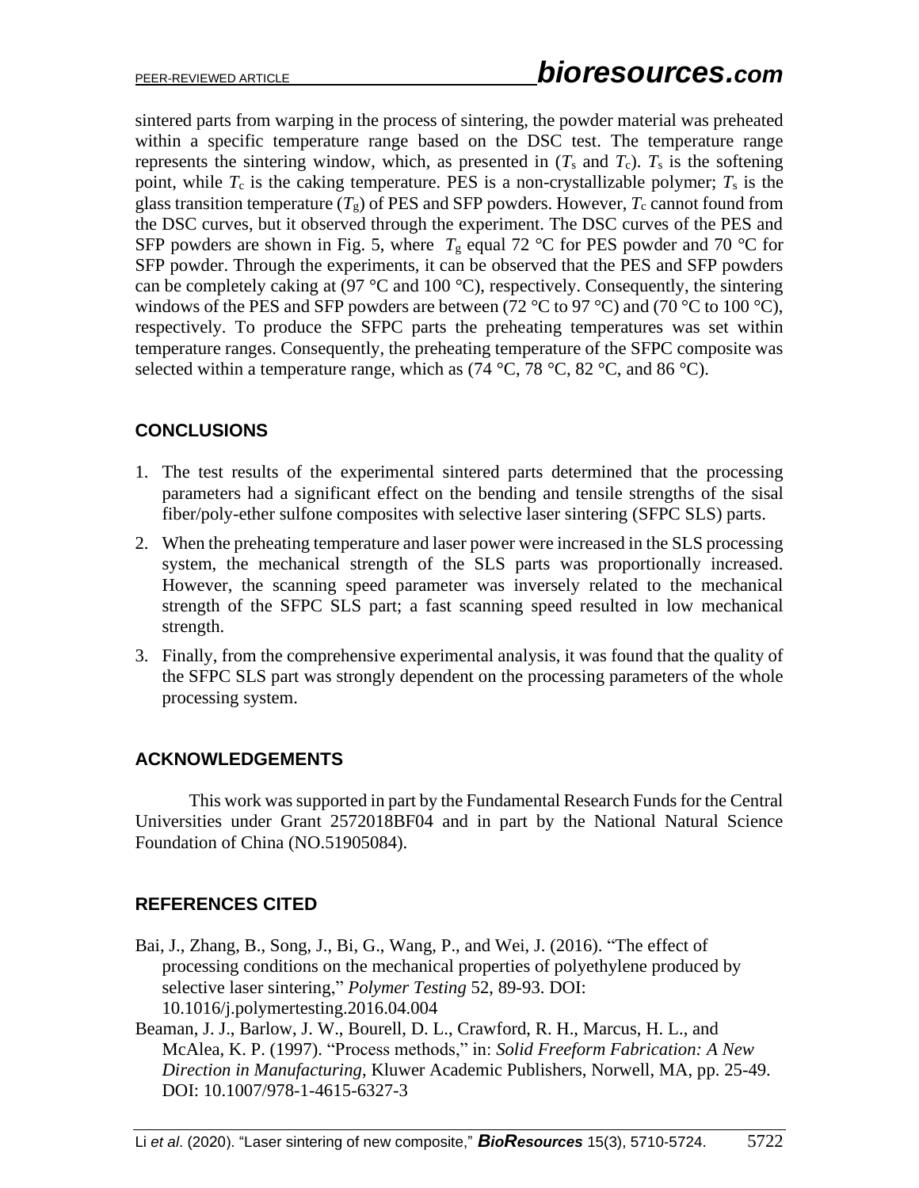sintered parts from warping in the process of sintering, the powder material was preheated within a specific temperature range based on the DSC test. The temperature range represents the sintering window, which, as presented in ($T_s$ and $T_c$). $T_s$ is the softening point, while $T_c$ is the caking temperature. PES is a non-crystallizable polymer; $T_s$ is the glass transition temperature ($T_g$) of PES and SFP powders. However, $T_c$ cannot found from the DSC curves, but it observed through the experiment. The DSC curves of the PES and SFP powders are shown in Fig. 5, where $T_g$ equal 72 °C for PES powder and 70 °C for SFP powder. Through the experiments, it can be observed that the PES and SFP powders can be completely caking at (97 °C and 100 °C), respectively. Consequently, the sintering windows of the PES and SFP powders are between (72 °C to 97 °C) and (70 °C to 100 °C), respectively. To produce the SFPC parts the preheating temperatures was set within temperature ranges. Consequently, the preheating temperature of the SFPC composite was selected within a temperature range, which as (74 °C, 78 °C, 82 °C, and 86 °C).

## CONCLUSIONS

1. The test results of the experimental sintered parts determined that the processing parameters had a significant effect on the bending and tensile strengths of the sisal fiber/poly-ether sulfone composites with selective laser sintering (SFPC SLS) parts.
2. When the preheating temperature and laser power were increased in the SLS processing system, the mechanical strength of the SLS parts was proportionally increased. However, the scanning speed parameter was inversely related to the mechanical strength of the SFPC SLS part; a fast scanning speed resulted in low mechanical strength.
3. Finally, from the comprehensive experimental analysis, it was found that the quality of the SFPC SLS part was strongly dependent on the processing parameters of the whole processing system.

## ACKNOWLEDGEMENTS

This work was supported in part by the Fundamental Research Funds for the Central Universities under Grant 2572018BF04 and in part by the National Natural Science Foundation of China (NO.51905084).

## REFERENCES CITED

Bai, J., Zhang, B., Song, J., Bi, G., Wang, P., and Wei, J. (2016). "The effect of processing conditions on the mechanical properties of polyethylene produced by selective laser sintering," *Polymer Testing* 52, 89-93. DOI: 10.1016/j.polymertesting.2016.04.004

Beaman, J. J., Barlow, J. W., Bourell, D. L., Crawford, R. H., Marcus, H. L., and McAlea, K. P. (1997). "Process methods," in: *Solid Freeform Fabrication: A New Direction in Manufacturing*, Kluwer Academic Publishers, Norwell, MA, pp. 25-49. DOI: 10.1007/978-1-4615-6327-3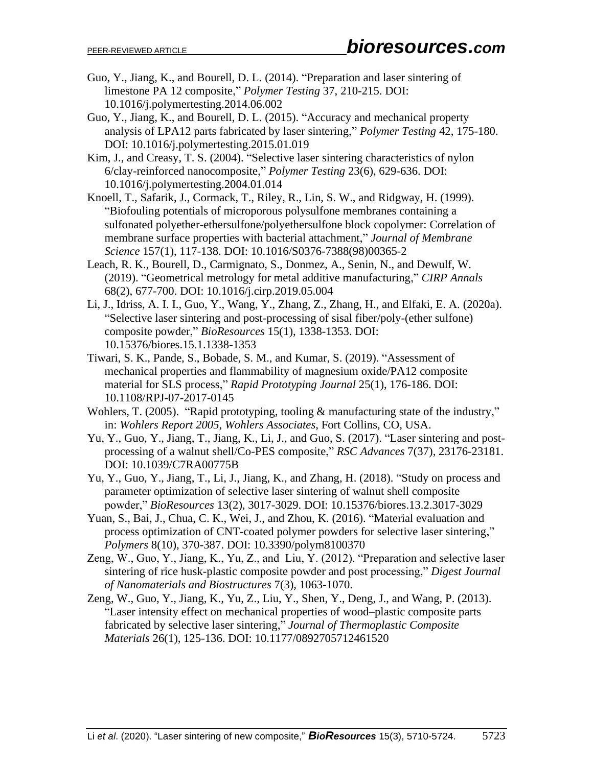Guo, Y., Jiang, K., and Bourell, D. L. (2014). "Preparation and laser sintering of limestone PA 12 composite," *Polymer Testing* 37, 210-215. DOI: 10.1016/j.polymertesting.2014.06.002

Guo, Y., Jiang, K., and Bourell, D. L. (2015). "Accuracy and mechanical property analysis of LPA12 parts fabricated by laser sintering," *Polymer Testing* 42, 175-180. DOI: 10.1016/j.polymertesting.2015.01.019

Kim, J., and Creasy, T. S. (2004). "Selective laser sintering characteristics of nylon 6/clay-reinforced nanocomposite," *Polymer Testing* 23(6), 629-636. DOI: 10.1016/j.polymertesting.2004.01.014

Knoell, T., Safarik, J., Cormack, T., Riley, R., Lin, S. W., and Ridgway, H. (1999). "Biofouling potentials of microporous polysulfone membranes containing a sulfonated polyether-ethersulfone/polyethersulfone block copolymer: Correlation of membrane surface properties with bacterial attachment," *Journal of Membrane Science* 157(1), 117-138. DOI: 10.1016/S0376-7388(98)00365-2

Leach, R. K., Bourell, D., Carmignato, S., Donmez, A., Senin, N., and Dewulf, W. (2019). "Geometrical metrology for metal additive manufacturing," *CIRP Annals* 68(2), 677-700. DOI: 10.1016/j.cirp.2019.05.004

Li, J., Idriss, A. I. I., Guo, Y., Wang, Y., Zhang, Z., Zhang, H., and Elfaki, E. A. (2020a). "Selective laser sintering and post-processing of sisal fiber/poly-(ether sulfone) composite powder," *BioResources* 15(1), 1338-1353. DOI: 10.15376/biores.15.1.1338-1353

Tiwari, S. K., Pande, S., Bobade, S. M., and Kumar, S. (2019). "Assessment of mechanical properties and flammability of magnesium oxide/PA12 composite material for SLS process," *Rapid Prototyping Journal* 25(1), 176-186. DOI: 10.1108/RPJ-07-2017-0145

Wohlers, T. (2005). "Rapid prototyping, tooling & manufacturing state of the industry," in: *Wohlers Report 2005, Wohlers Associates*, Fort Collins, CO, USA.

Yu, Y., Guo, Y., Jiang, T., Jiang, K., Li, J., and Guo, S. (2017). "Laser sintering and post-processing of a walnut shell/Co-PES composite," *RSC Advances* 7(37), 23176-23181. DOI: 10.1039/C7RA00775B

Yu, Y., Guo, Y., Jiang, T., Li, J., Jiang, K., and Zhang, H. (2018). "Study on process and parameter optimization of selective laser sintering of walnut shell composite powder," *BioResources* 13(2), 3017-3029. DOI: 10.15376/biores.13.2.3017-3029

Yuan, S., Bai, J., Chua, C. K., Wei, J., and Zhou, K. (2016). "Material evaluation and process optimization of CNT-coated polymer powders for selective laser sintering," *Polymers* 8(10), 370-387. DOI: 10.3390/polym8100370

Zeng, W., Guo, Y., Jiang, K., Yu, Z., and Liu, Y. (2012). "Preparation and selective laser sintering of rice husk-plastic composite powder and post processing," *Digest Journal of Nanomaterials and Biostructures* 7(3), 1063-1070.

Zeng, W., Guo, Y., Jiang, K., Yu, Z., Liu, Y., Shen, Y., Deng, J., and Wang, P. (2013). "Laser intensity effect on mechanical properties of wood–plastic composite parts fabricated by selective laser sintering," *Journal of Thermoplastic Composite Materials* 26(1), 125-136. DOI: 10.1177/0892705712461520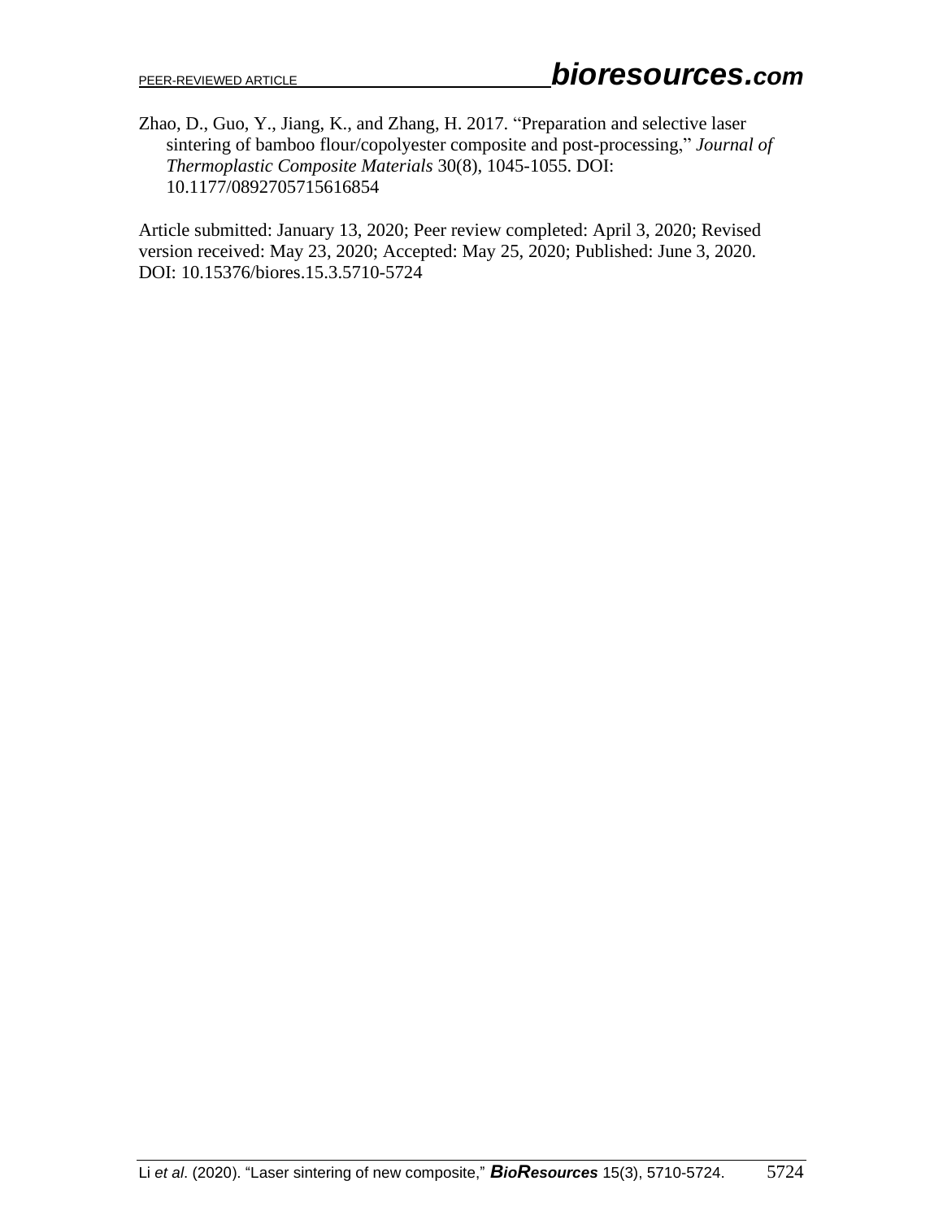Zhao, D., Guo, Y., Jiang, K., and Zhang, H. 2017. "Preparation and selective laser sintering of bamboo flour/copolyester composite and post-processing," *Journal of Thermoplastic Composite Materials* 30(8), 1045-1055. DOI: 10.1177/0892705715616854

Article submitted: January 13, 2020; Peer review completed: April 3, 2020; Revised version received: May 23, 2020; Accepted: May 25, 2020; Published: June 3, 2020. DOI: 10.15376/biores.15.3.5710-5724